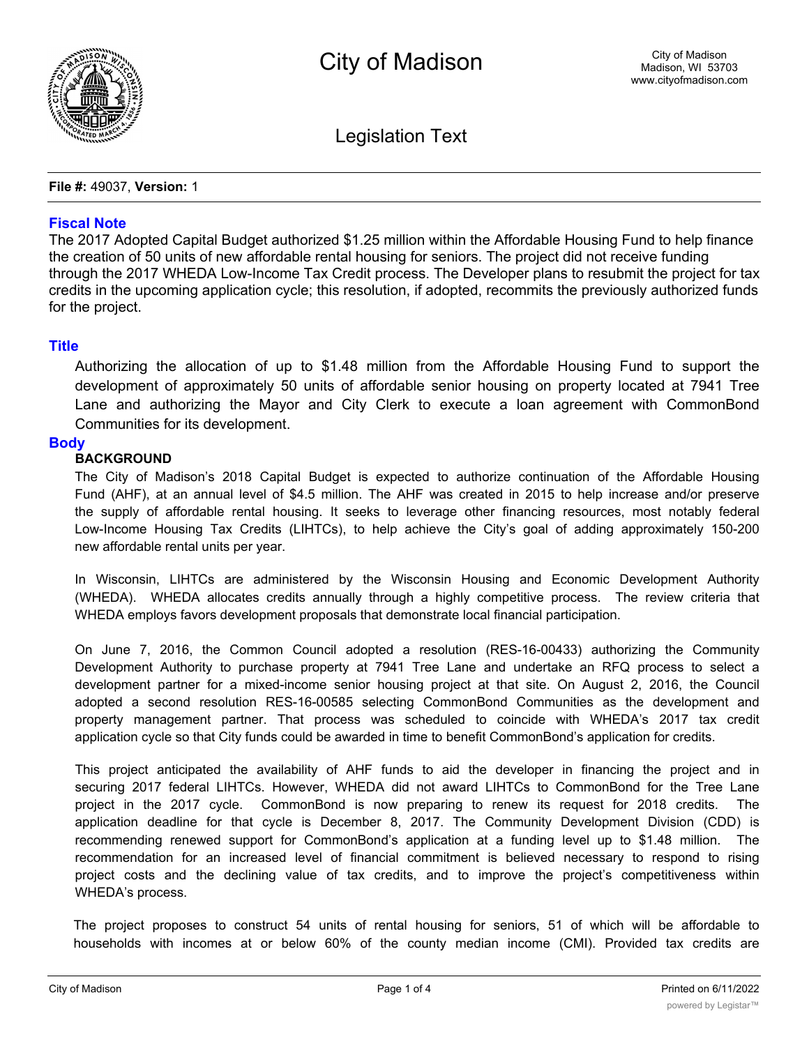# City of Madison

City of Madison
Madison, WI 53703
www.cityofmadison.com

## Legislation Text

**File #:** 49037, **Version:** 1

### Fiscal Note

The 2017 Adopted Capital Budget authorized $1.25 million within the Affordable Housing Fund to help finance the creation of 50 units of new affordable rental housing for seniors. The project did not receive funding through the 2017 WHEDA Low-Income Tax Credit process. The Developer plans to resubmit the project for tax credits in the upcoming application cycle; this resolution, if adopted, recommits the previously authorized funds for the project.

### Title

Authorizing the allocation of up to $1.48 million from the Affordable Housing Fund to support the development of approximately 50 units of affordable senior housing on property located at 7941 Tree Lane and authorizing the Mayor and City Clerk to execute a loan agreement with CommonBond Communities for its development.

### Body

**BACKGROUND**

The City of Madison's 2018 Capital Budget is expected to authorize continuation of the Affordable Housing Fund (AHF), at an annual level of $4.5 million. The AHF was created in 2015 to help increase and/or preserve the supply of affordable rental housing. It seeks to leverage other financing resources, most notably federal Low-Income Housing Tax Credits (LIHTCs), to help achieve the City's goal of adding approximately 150-200 new affordable rental units per year.

In Wisconsin, LIHTCs are administered by the Wisconsin Housing and Economic Development Authority (WHEDA). WHEDA allocates credits annually through a highly competitive process. The review criteria that WHEDA employs favors development proposals that demonstrate local financial participation.

On June 7, 2016, the Common Council adopted a resolution (RES-16-00433) authorizing the Community Development Authority to purchase property at 7941 Tree Lane and undertake an RFQ process to select a development partner for a mixed-income senior housing project at that site. On August 2, 2016, the Council adopted a second resolution RES-16-00585 selecting CommonBond Communities as the development and property management partner. That process was scheduled to coincide with WHEDA's 2017 tax credit application cycle so that City funds could be awarded in time to benefit CommonBond's application for credits.

This project anticipated the availability of AHF funds to aid the developer in financing the project and in securing 2017 federal LIHTCs. However, WHEDA did not award LIHTCs to CommonBond for the Tree Lane project in the 2017 cycle. CommonBond is now preparing to renew its request for 2018 credits. The application deadline for that cycle is December 8, 2017. The Community Development Division (CDD) is recommending renewed support for CommonBond's application at a funding level up to $1.48 million. The recommendation for an increased level of financial commitment is believed necessary to respond to rising project costs and the declining value of tax credits, and to improve the project's competitiveness within WHEDA's process.

The project proposes to construct 54 units of rental housing for seniors, 51 of which will be affordable to households with incomes at or below 60% of the county median income (CMI). Provided tax credits are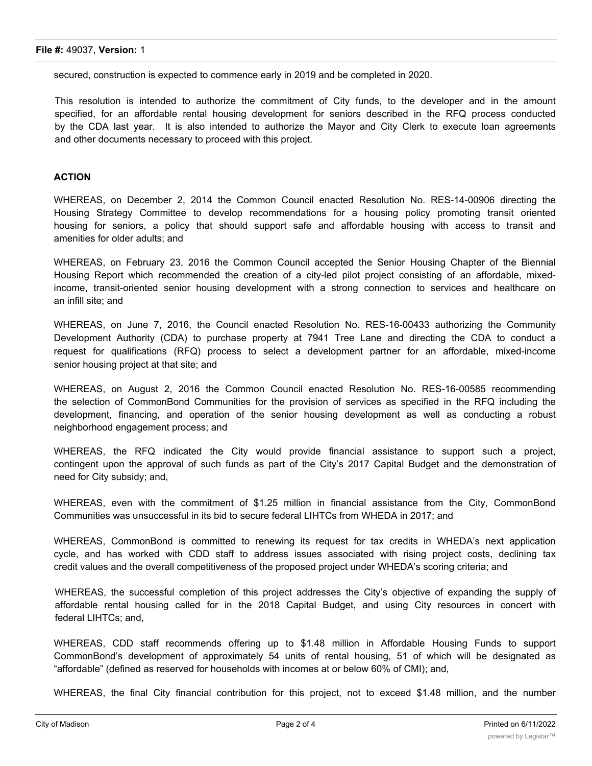secured, construction is expected to commence early in 2019 and be completed in 2020.

This resolution is intended to authorize the commitment of City funds, to the developer and in the amount specified, for an affordable rental housing development for seniors described in the RFQ process conducted by the CDA last year. It is also intended to authorize the Mayor and City Clerk to execute loan agreements and other documents necessary to proceed with this project.

**ACTION**

WHEREAS, on December 2, 2014 the Common Council enacted Resolution No. RES-14-00906 directing the Housing Strategy Committee to develop recommendations for a housing policy promoting transit oriented housing for seniors, a policy that should support safe and affordable housing with access to transit and amenities for older adults; and

WHEREAS, on February 23, 2016 the Common Council accepted the Senior Housing Chapter of the Biennial Housing Report which recommended the creation of a city-led pilot project consisting of an affordable, mixed-income, transit-oriented senior housing development with a strong connection to services and healthcare on an infill site; and

WHEREAS, on June 7, 2016, the Council enacted Resolution No. RES-16-00433 authorizing the Community Development Authority (CDA) to purchase property at 7941 Tree Lane and directing the CDA to conduct a request for qualifications (RFQ) process to select a development partner for an affordable, mixed-income senior housing project at that site; and

WHEREAS, on August 2, 2016 the Common Council enacted Resolution No. RES-16-00585 recommending the selection of CommonBond Communities for the provision of services as specified in the RFQ including the development, financing, and operation of the senior housing development as well as conducting a robust neighborhood engagement process; and

WHEREAS, the RFQ indicated the City would provide financial assistance to support such a project, contingent upon the approval of such funds as part of the City's 2017 Capital Budget and the demonstration of need for City subsidy; and,

WHEREAS, even with the commitment of $1.25 million in financial assistance from the City, CommonBond Communities was unsuccessful in its bid to secure federal LIHTCs from WHEDA in 2017; and

WHEREAS, CommonBond is committed to renewing its request for tax credits in WHEDA's next application cycle, and has worked with CDD staff to address issues associated with rising project costs, declining tax credit values and the overall competitiveness of the proposed project under WHEDA's scoring criteria; and

WHEREAS, the successful completion of this project addresses the City's objective of expanding the supply of affordable rental housing called for in the 2018 Capital Budget, and using City resources in concert with federal LIHTCs; and,

WHEREAS, CDD staff recommends offering up to $1.48 million in Affordable Housing Funds to support CommonBond's development of approximately 54 units of rental housing, 51 of which will be designated as "affordable" (defined as reserved for households with incomes at or below 60% of CMI); and,

WHEREAS, the final City financial contribution for this project, not to exceed $1.48 million, and the number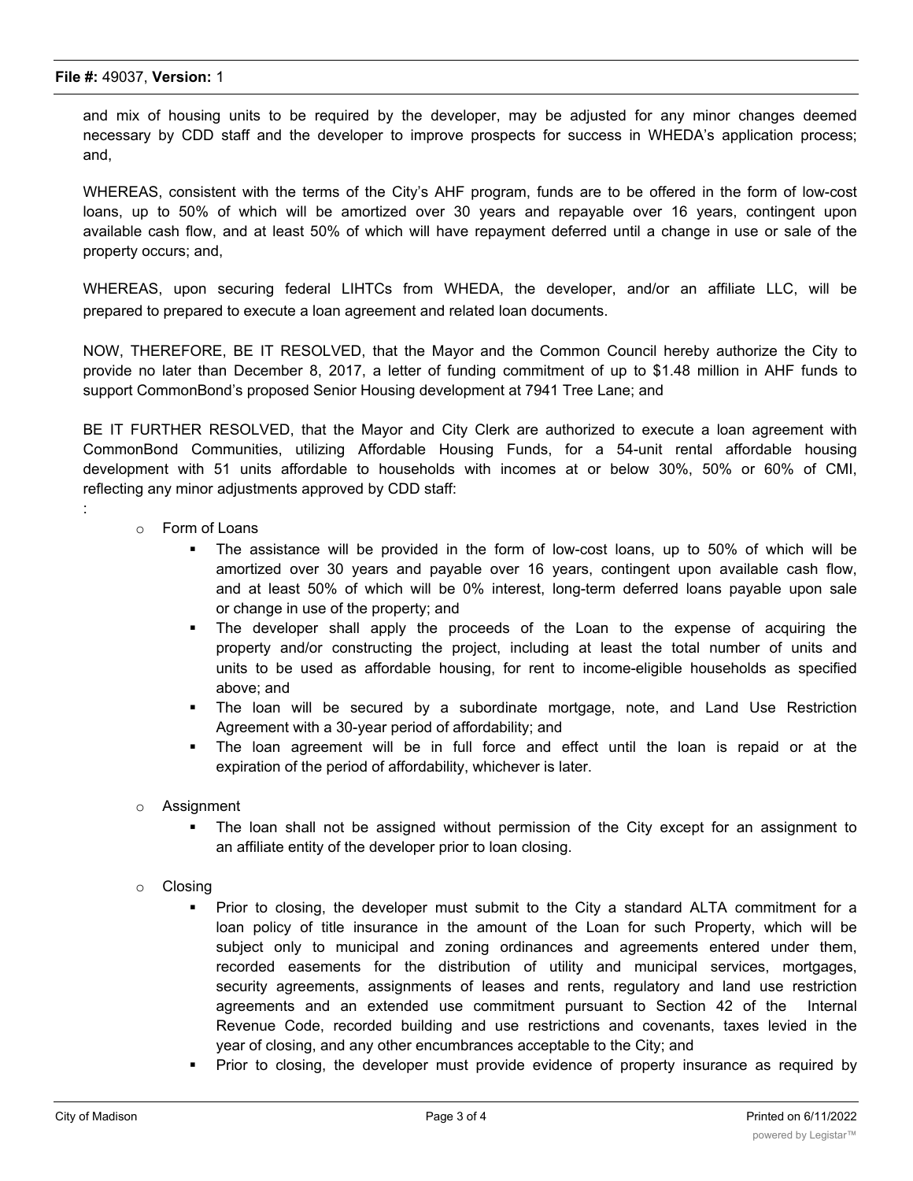and mix of housing units to be required by the developer, may be adjusted for any minor changes deemed necessary by CDD staff and the developer to improve prospects for success in WHEDA's application process; and,

WHEREAS, consistent with the terms of the City's AHF program, funds are to be offered in the form of low-cost loans, up to 50% of which will be amortized over 30 years and repayable over 16 years, contingent upon available cash flow, and at least 50% of which will have repayment deferred until a change in use or sale of the property occurs; and,

WHEREAS, upon securing federal LIHTCs from WHEDA, the developer, and/or an affiliate LLC, will be prepared to prepared to execute a loan agreement and related loan documents.

NOW, THEREFORE, BE IT RESOLVED, that the Mayor and the Common Council hereby authorize the City to provide no later than December 8, 2017, a letter of funding commitment of up to $1.48 million in AHF funds to support CommonBond's proposed Senior Housing development at 7941 Tree Lane; and

BE IT FURTHER RESOLVED, that the Mayor and City Clerk are authorized to execute a loan agreement with CommonBond Communities, utilizing Affordable Housing Funds, for a 54-unit rental affordable housing development with 51 units affordable to households with incomes at or below 30%, 50% or 60% of CMI, reflecting any minor adjustments approved by CDD staff:

:

- Form of Loans
  - The assistance will be provided in the form of low-cost loans, up to 50% of which will be amortized over 30 years and payable over 16 years, contingent upon available cash flow, and at least 50% of which will be 0% interest, long-term deferred loans payable upon sale or change in use of the property; and
  - The developer shall apply the proceeds of the Loan to the expense of acquiring the property and/or constructing the project, including at least the total number of units and units to be used as affordable housing, for rent to income-eligible households as specified above; and
  - The loan will be secured by a subordinate mortgage, note, and Land Use Restriction Agreement with a 30-year period of affordability; and
  - The loan agreement will be in full force and effect until the loan is repaid or at the expiration of the period of affordability, whichever is later.

- Assignment
  - The loan shall not be assigned without permission of the City except for an assignment to an affiliate entity of the developer prior to loan closing.

- Closing
  - Prior to closing, the developer must submit to the City a standard ALTA commitment for a loan policy of title insurance in the amount of the Loan for such Property, which will be subject only to municipal and zoning ordinances and agreements entered under them, recorded easements for the distribution of utility and municipal services, mortgages, security agreements, assignments of leases and rents, regulatory and land use restriction agreements and an extended use commitment pursuant to Section 42 of the Internal Revenue Code, recorded building and use restrictions and covenants, taxes levied in the year of closing, and any other encumbrances acceptable to the City; and
  - Prior to closing, the developer must provide evidence of property insurance as required by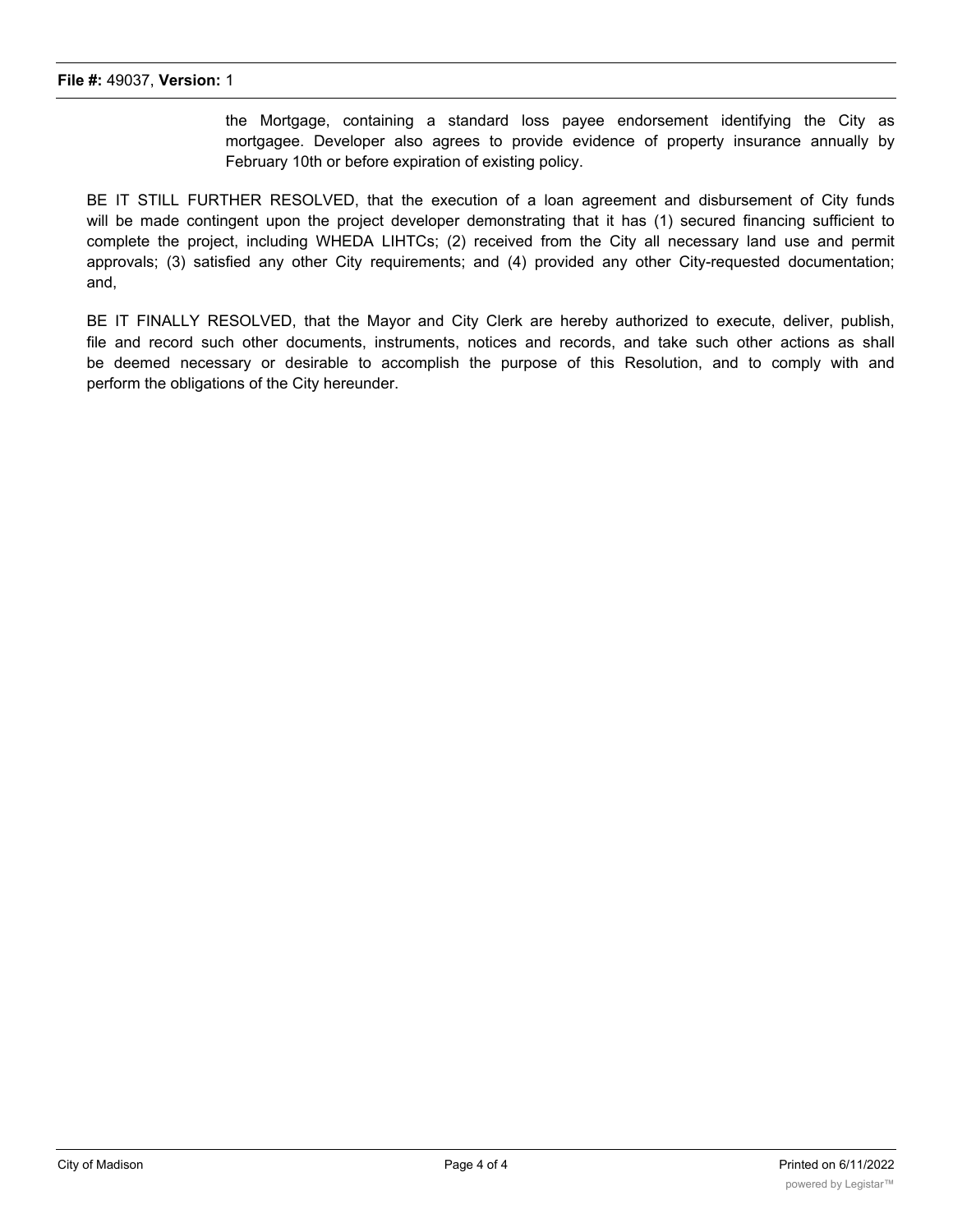the Mortgage, containing a standard loss payee endorsement identifying the City as mortgagee. Developer also agrees to provide evidence of property insurance annually by February 10th or before expiration of existing policy.

BE IT STILL FURTHER RESOLVED, that the execution of a loan agreement and disbursement of City funds will be made contingent upon the project developer demonstrating that it has (1) secured financing sufficient to complete the project, including WHEDA LIHTCs; (2) received from the City all necessary land use and permit approvals; (3) satisfied any other City requirements; and (4) provided any other City-requested documentation; and,

BE IT FINALLY RESOLVED, that the Mayor and City Clerk are hereby authorized to execute, deliver, publish, file and record such other documents, instruments, notices and records, and take such other actions as shall be deemed necessary or desirable to accomplish the purpose of this Resolution, and to comply with and perform the obligations of the City hereunder.